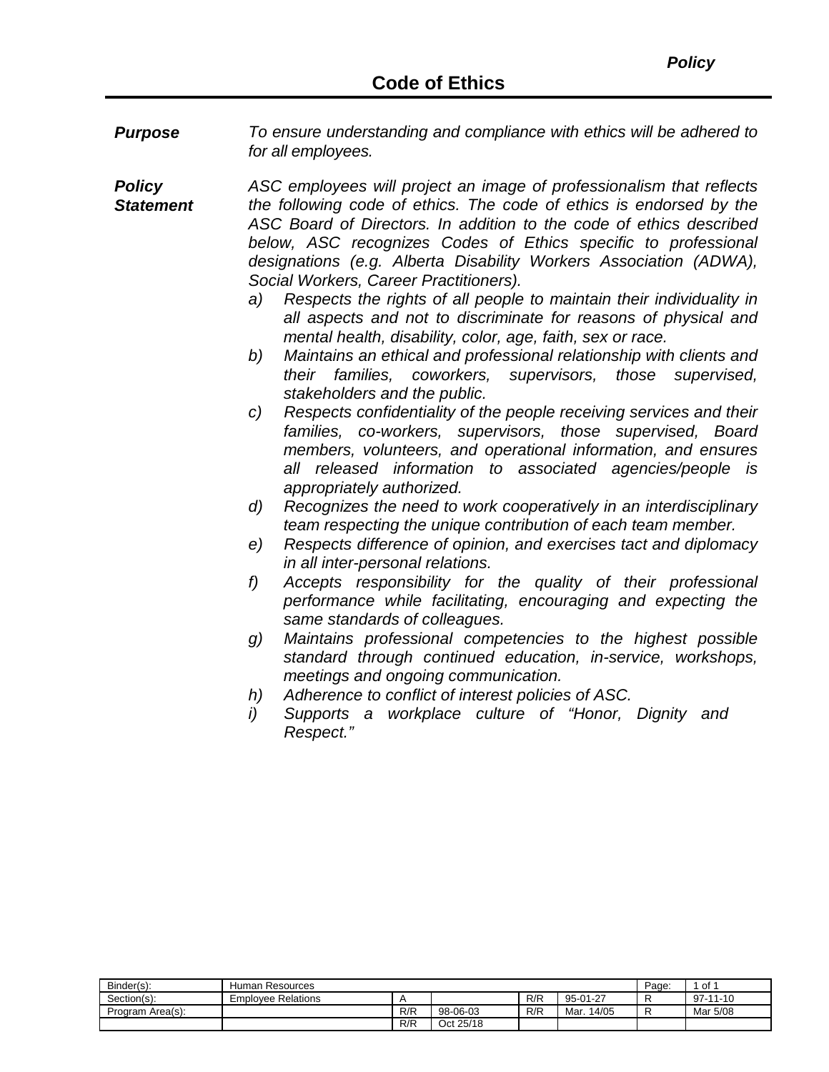*Policy*

# Code of Ethics

***Purpose***

*To ensure understanding and compliance with ethics will be adhered to for all employees.*

***Policy Statement***

*ASC employees will project an image of professionalism that reflects the following code of ethics. The code of ethics is endorsed by the ASC Board of Directors. In addition to the code of ethics described below, ASC recognizes Codes of Ethics specific to professional designations (e.g. Alberta Disability Workers Association (ADWA), Social Workers, Career Practitioners).*

a) *Respects the rights of all people to maintain their individuality in all aspects and not to discriminate for reasons of physical and mental health, disability, color, age, faith, sex or race.*
b) *Maintains an ethical and professional relationship with clients and their families, coworkers, supervisors, those supervised, stakeholders and the public.*
c) *Respects confidentiality of the people receiving services and their families, co-workers, supervisors, those supervised, Board members, volunteers, and operational information, and ensures all released information to associated agencies/people is appropriately authorized.*
d) *Recognizes the need to work cooperatively in an interdisciplinary team respecting the unique contribution of each team member.*
e) *Respects difference of opinion, and exercises tact and diplomacy in all inter-personal relations.*
f) *Accepts responsibility for the quality of their professional performance while facilitating, encouraging and expecting the same standards of colleagues.*
g) *Maintains professional competencies to the highest possible standard through continued education, in-service, workshops, meetings and ongoing communication.*
h) *Adherence to conflict of interest policies of ASC.*
i) *Supports a workplace culture of "Honor, Dignity and Respect."*

| Binder(s): | Human Resources | | | | | Page: | 1 of 1 |
|---|---|---|---|---|---|---|---|
| Section(s): | Employee Relations | A | | R/R | 95-01-27 | R | 97-11-10 |
| Program Area(s): | | R/R | 98-06-03 | R/R | Mar. 14/05 | R | Mar 5/08 |
| | | R/R | Oct 25/18 | | | | |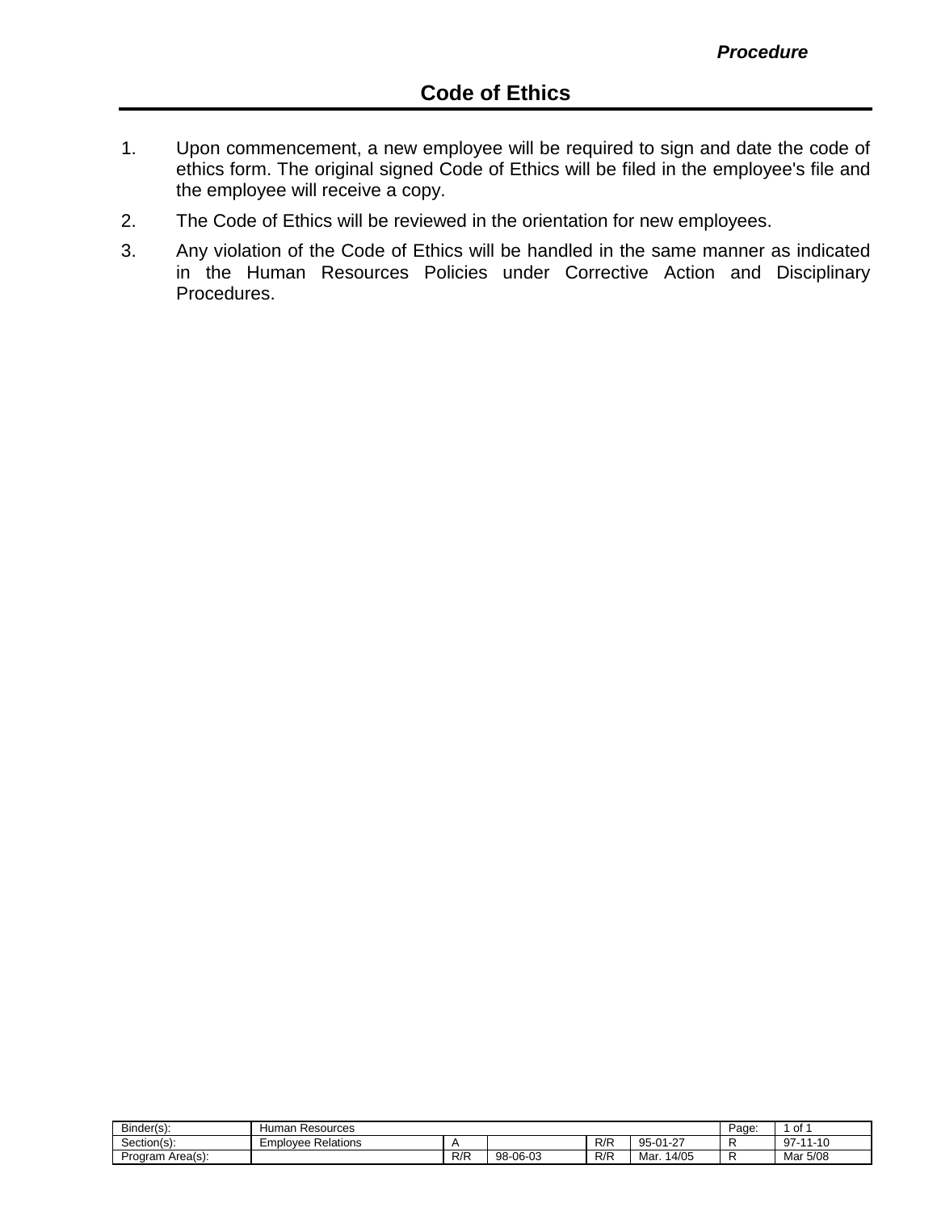***Procedure***

# Code of Ethics

1. Upon commencement, a new employee will be required to sign and date the code of ethics form. The original signed Code of Ethics will be filed in the employee's file and the employee will receive a copy.
2. The Code of Ethics will be reviewed in the orientation for new employees.
3. Any violation of the Code of Ethics will be handled in the same manner as indicated in the Human Resources Policies under Corrective Action and Disciplinary Procedures.